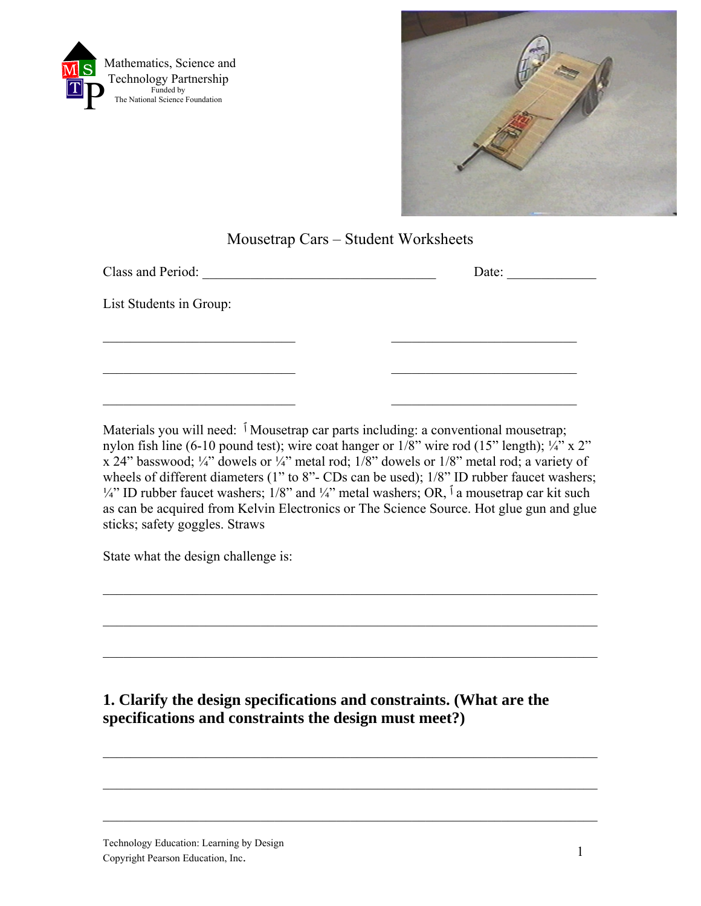Mathematics, Science and Technology Partnership
Funded by
The National Science Foundation

# Mousetrap Cars – Student Worksheets

Class and Period: ___________________________________ Date: _____________

List Students in Group:

___________________________ ___________________________

___________________________ ___________________________

___________________________ ___________________________

Materials you will need: Mousetrap car parts including: a conventional mousetrap; nylon fish line (6-10 pound test); wire coat hanger or 1/8" wire rod (15" length); ¼" x 2" x 24" basswood; ¼" dowels or ¼" metal rod; 1/8" dowels or 1/8" metal rod; a variety of wheels of different diameters (1" to 8"- CDs can be used); 1/8" ID rubber faucet washers; ¼" ID rubber faucet washers; 1/8" and ¼" metal washers; OR, a mousetrap car kit such as can be acquired from Kelvin Electronics or The Science Source. Hot glue gun and glue sticks; safety goggles. Straws

State what the design challenge is:

_______________________________________________________________________

_______________________________________________________________________

_______________________________________________________________________

**1. Clarify the design specifications and constraints. (What are the specifications and constraints the design must meet?)**

_______________________________________________________________________

_______________________________________________________________________

_______________________________________________________________________

Technology Education: Learning by Design
Copyright Pearson Education, Inc.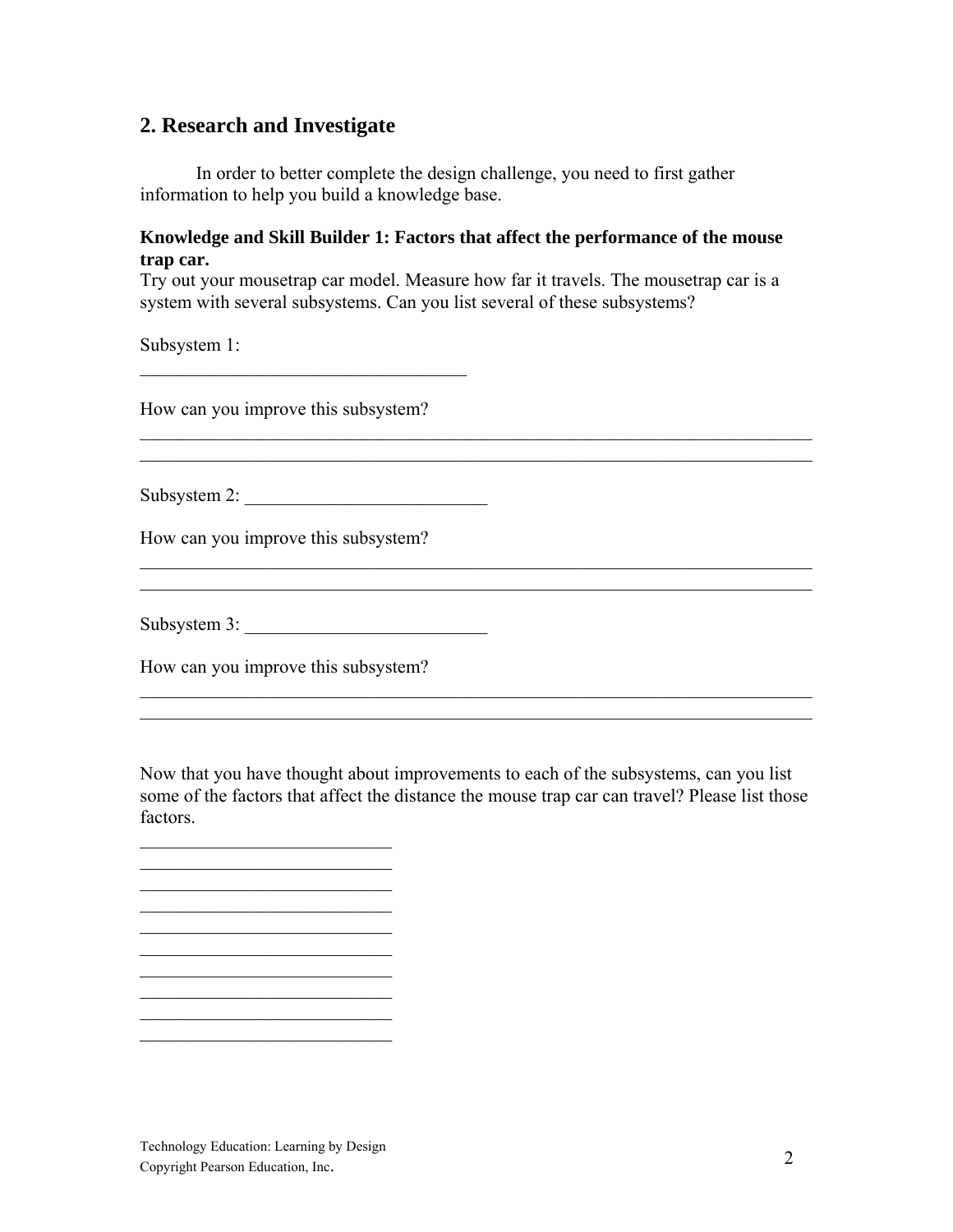## 2. Research and Investigate

In order to better complete the design challenge, you need to first gather information to help you build a knowledge base.

**Knowledge and Skill Builder 1: Factors that affect the performance of the mouse trap car.**

Try out your mousetrap car model. Measure how far it travels. The mousetrap car is a system with several subsystems. Can you list several of these subsystems?

Subsystem 1:

___________________________________

How can you improve this subsystem?

________________________________________________________________________
________________________________________________________________________

Subsystem 2: __________________________

How can you improve this subsystem?

________________________________________________________________________
________________________________________________________________________

Subsystem 3: __________________________

How can you improve this subsystem?

________________________________________________________________________
________________________________________________________________________

Now that you have thought about improvements to each of the subsystems, can you list some of the factors that affect the distance the mouse trap car can travel? Please list those factors.

___________________________
___________________________
___________________________
___________________________
___________________________
___________________________
___________________________
___________________________
___________________________
___________________________

Technology Education: Learning by Design
Copyright Pearson Education, Inc.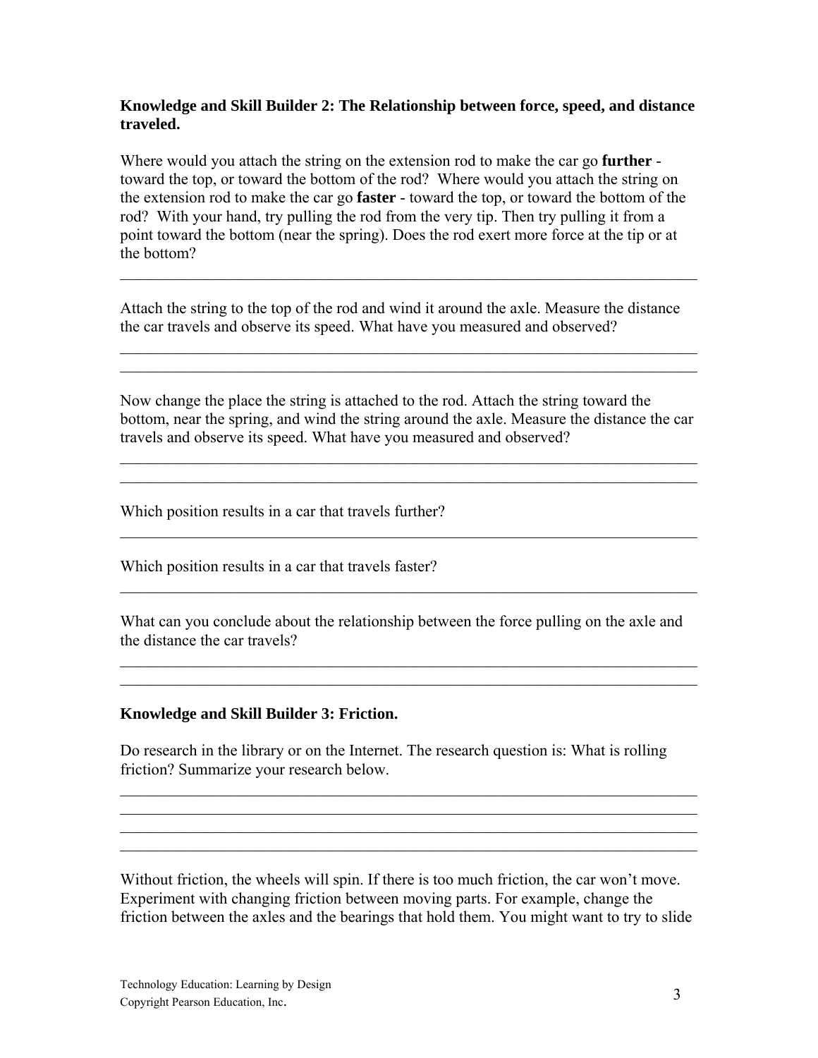**Knowledge and Skill Builder 2: The Relationship between force, speed, and distance traveled.**

Where would you attach the string on the extension rod to make the car go **further** - toward the top, or toward the bottom of the rod? Where would you attach the string on the extension rod to make the car go **faster** - toward the top, or toward the bottom of the rod? With your hand, try pulling the rod from the very tip. Then try pulling it from a point toward the bottom (near the spring). Does the rod exert more force at the tip or at the bottom?

\_\_\_\_\_\_\_\_\_\_\_\_\_\_\_\_\_\_\_\_\_\_\_\_\_\_\_\_\_\_\_\_\_\_\_\_\_\_\_\_\_\_\_\_\_\_\_\_\_\_\_\_\_\_\_\_\_\_\_\_\_\_\_\_\_\_\_\_\_\_\_\_

Attach the string to the top of the rod and wind it around the axle. Measure the distance the car travels and observe its speed. What have you measured and observed?

\_\_\_\_\_\_\_\_\_\_\_\_\_\_\_\_\_\_\_\_\_\_\_\_\_\_\_\_\_\_\_\_\_\_\_\_\_\_\_\_\_\_\_\_\_\_\_\_\_\_\_\_\_\_\_\_\_\_\_\_\_\_\_\_\_\_\_\_\_\_\_\_
\_\_\_\_\_\_\_\_\_\_\_\_\_\_\_\_\_\_\_\_\_\_\_\_\_\_\_\_\_\_\_\_\_\_\_\_\_\_\_\_\_\_\_\_\_\_\_\_\_\_\_\_\_\_\_\_\_\_\_\_\_\_\_\_\_\_\_\_\_\_\_\_

Now change the place the string is attached to the rod. Attach the string toward the bottom, near the spring, and wind the string around the axle. Measure the distance the car travels and observe its speed. What have you measured and observed?

\_\_\_\_\_\_\_\_\_\_\_\_\_\_\_\_\_\_\_\_\_\_\_\_\_\_\_\_\_\_\_\_\_\_\_\_\_\_\_\_\_\_\_\_\_\_\_\_\_\_\_\_\_\_\_\_\_\_\_\_\_\_\_\_\_\_\_\_\_\_\_\_
\_\_\_\_\_\_\_\_\_\_\_\_\_\_\_\_\_\_\_\_\_\_\_\_\_\_\_\_\_\_\_\_\_\_\_\_\_\_\_\_\_\_\_\_\_\_\_\_\_\_\_\_\_\_\_\_\_\_\_\_\_\_\_\_\_\_\_\_\_\_\_\_

Which position results in a car that travels further?

\_\_\_\_\_\_\_\_\_\_\_\_\_\_\_\_\_\_\_\_\_\_\_\_\_\_\_\_\_\_\_\_\_\_\_\_\_\_\_\_\_\_\_\_\_\_\_\_\_\_\_\_\_\_\_\_\_\_\_\_\_\_\_\_\_\_\_\_\_\_\_\_

Which position results in a car that travels faster?

\_\_\_\_\_\_\_\_\_\_\_\_\_\_\_\_\_\_\_\_\_\_\_\_\_\_\_\_\_\_\_\_\_\_\_\_\_\_\_\_\_\_\_\_\_\_\_\_\_\_\_\_\_\_\_\_\_\_\_\_\_\_\_\_\_\_\_\_\_\_\_\_

What can you conclude about the relationship between the force pulling on the axle and the distance the car travels?

\_\_\_\_\_\_\_\_\_\_\_\_\_\_\_\_\_\_\_\_\_\_\_\_\_\_\_\_\_\_\_\_\_\_\_\_\_\_\_\_\_\_\_\_\_\_\_\_\_\_\_\_\_\_\_\_\_\_\_\_\_\_\_\_\_\_\_\_\_\_\_\_
\_\_\_\_\_\_\_\_\_\_\_\_\_\_\_\_\_\_\_\_\_\_\_\_\_\_\_\_\_\_\_\_\_\_\_\_\_\_\_\_\_\_\_\_\_\_\_\_\_\_\_\_\_\_\_\_\_\_\_\_\_\_\_\_\_\_\_\_\_\_\_\_

**Knowledge and Skill Builder 3: Friction.**

Do research in the library or on the Internet. The research question is: What is rolling friction? Summarize your research below.

\_\_\_\_\_\_\_\_\_\_\_\_\_\_\_\_\_\_\_\_\_\_\_\_\_\_\_\_\_\_\_\_\_\_\_\_\_\_\_\_\_\_\_\_\_\_\_\_\_\_\_\_\_\_\_\_\_\_\_\_\_\_\_\_\_\_\_\_\_\_\_\_
\_\_\_\_\_\_\_\_\_\_\_\_\_\_\_\_\_\_\_\_\_\_\_\_\_\_\_\_\_\_\_\_\_\_\_\_\_\_\_\_\_\_\_\_\_\_\_\_\_\_\_\_\_\_\_\_\_\_\_\_\_\_\_\_\_\_\_\_\_\_\_\_
\_\_\_\_\_\_\_\_\_\_\_\_\_\_\_\_\_\_\_\_\_\_\_\_\_\_\_\_\_\_\_\_\_\_\_\_\_\_\_\_\_\_\_\_\_\_\_\_\_\_\_\_\_\_\_\_\_\_\_\_\_\_\_\_\_\_\_\_\_\_\_\_
\_\_\_\_\_\_\_\_\_\_\_\_\_\_\_\_\_\_\_\_\_\_\_\_\_\_\_\_\_\_\_\_\_\_\_\_\_\_\_\_\_\_\_\_\_\_\_\_\_\_\_\_\_\_\_\_\_\_\_\_\_\_\_\_\_\_\_\_\_\_\_\_

Without friction, the wheels will spin. If there is too much friction, the car won't move. Experiment with changing friction between moving parts. For example, change the friction between the axles and the bearings that hold them. You might want to try to slide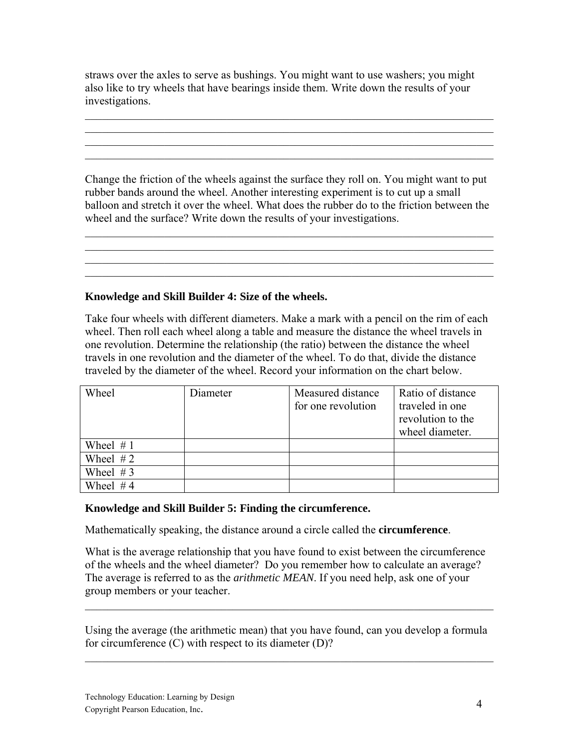straws over the axles to serve as bushings. You might want to use washers; you might also like to try wheels that have bearings inside them. Write down the results of your investigations.

______________________________________________________________________________
______________________________________________________________________________
______________________________________________________________________________
______________________________________________________________________________

Change the friction of the wheels against the surface they roll on. You might want to put rubber bands around the wheel. Another interesting experiment is to cut up a small balloon and stretch it over the wheel. What does the rubber do to the friction between the wheel and the surface? Write down the results of your investigations.

______________________________________________________________________________
______________________________________________________________________________
______________________________________________________________________________
______________________________________________________________________________

**Knowledge and Skill Builder 4: Size of the wheels.**

Take four wheels with different diameters. Make a mark with a pencil on the rim of each wheel. Then roll each wheel along a table and measure the distance the wheel travels in one revolution. Determine the relationship (the ratio) between the distance the wheel travels in one revolution and the diameter of the wheel. To do that, divide the distance traveled by the diameter of the wheel. Record your information on the chart below.

| Wheel | Diameter | Measured distance for one revolution | Ratio of distance traveled in one revolution to the wheel diameter. |
|---|---|---|---|
| Wheel # 1 | | | |
| Wheel # 2 | | | |
| Wheel # 3 | | | |
| Wheel # 4 | | | |

**Knowledge and Skill Builder 5: Finding the circumference.**

Mathematically speaking, the distance around a circle called the **circumference**.

What is the average relationship that you have found to exist between the circumference of the wheels and the wheel diameter? Do you remember how to calculate an average? The average is referred to as the *arithmetic MEAN*. If you need help, ask one of your group members or your teacher.

______________________________________________________________________________

Using the average (the arithmetic mean) that you have found, can you develop a formula for circumference (C) with respect to its diameter (D)?

______________________________________________________________________________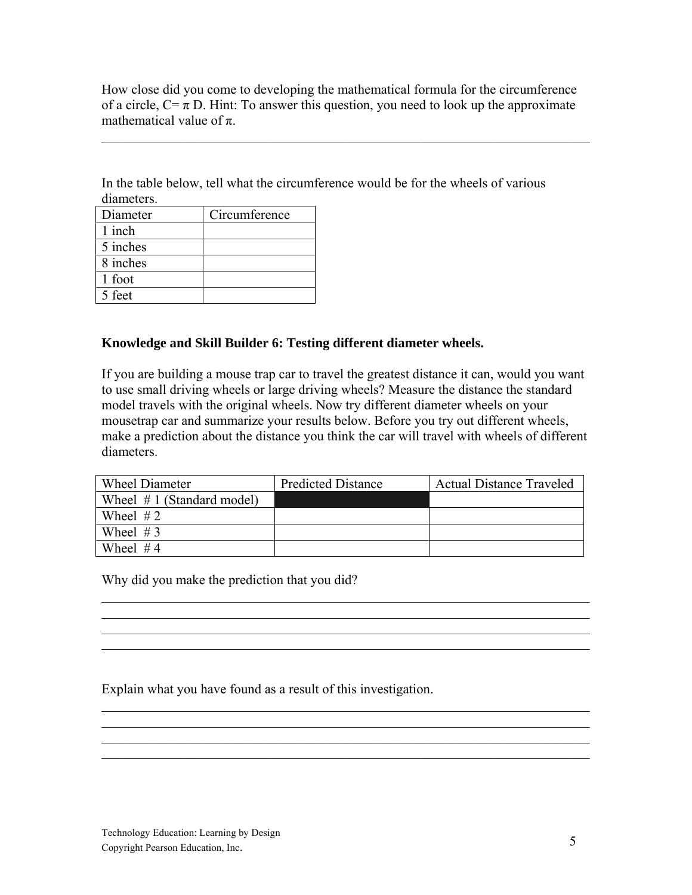How close did you come to developing the mathematical formula for the circumference of a circle, $C = \pi D$. Hint: To answer this question, you need to look up the approximate mathematical value of $\pi$.

\_\_\_\_\_\_\_\_\_\_\_\_\_\_\_\_\_\_\_\_\_\_\_\_\_\_\_\_\_\_\_\_\_\_\_\_\_\_\_\_\_\_\_\_\_\_\_\_\_\_\_\_\_\_\_\_\_\_\_\_\_\_\_\_\_\_\_\_\_\_\_\_

In the table below, tell what the circumference would be for the wheels of various diameters.

| Diameter | Circumference |
|---|---|
| 1 inch | |
| 5 inches | |
| 8 inches | |
| 1 foot | |
| 5 feet | |

**Knowledge and Skill Builder 6: Testing different diameter wheels.**

If you are building a mouse trap car to travel the greatest distance it can, would you want to use small driving wheels or large driving wheels? Measure the distance the standard model travels with the original wheels. Now try different diameter wheels on your mousetrap car and summarize your results below. Before you try out different wheels, make a prediction about the distance you think the car will travel with wheels of different diameters.

| Wheel Diameter | Predicted Distance | Actual Distance Traveled |
|---|---|---|
| Wheel # 1 (Standard model) | | |
| Wheel # 2 | | |
| Wheel # 3 | | |
| Wheel # 4 | | |

Why did you make the prediction that you did?

\_\_\_\_\_\_\_\_\_\_\_\_\_\_\_\_\_\_\_\_\_\_\_\_\_\_\_\_\_\_\_\_\_\_\_\_\_\_\_\_\_\_\_\_\_\_\_\_\_\_\_\_\_\_\_\_\_\_\_\_\_\_\_\_\_\_\_\_\_\_\_\_

\_\_\_\_\_\_\_\_\_\_\_\_\_\_\_\_\_\_\_\_\_\_\_\_\_\_\_\_\_\_\_\_\_\_\_\_\_\_\_\_\_\_\_\_\_\_\_\_\_\_\_\_\_\_\_\_\_\_\_\_\_\_\_\_\_\_\_\_\_\_\_\_

\_\_\_\_\_\_\_\_\_\_\_\_\_\_\_\_\_\_\_\_\_\_\_\_\_\_\_\_\_\_\_\_\_\_\_\_\_\_\_\_\_\_\_\_\_\_\_\_\_\_\_\_\_\_\_\_\_\_\_\_\_\_\_\_\_\_\_\_\_\_\_\_

\_\_\_\_\_\_\_\_\_\_\_\_\_\_\_\_\_\_\_\_\_\_\_\_\_\_\_\_\_\_\_\_\_\_\_\_\_\_\_\_\_\_\_\_\_\_\_\_\_\_\_\_\_\_\_\_\_\_\_\_\_\_\_\_\_\_\_\_\_\_\_\_

Explain what you have found as a result of this investigation.

\_\_\_\_\_\_\_\_\_\_\_\_\_\_\_\_\_\_\_\_\_\_\_\_\_\_\_\_\_\_\_\_\_\_\_\_\_\_\_\_\_\_\_\_\_\_\_\_\_\_\_\_\_\_\_\_\_\_\_\_\_\_\_\_\_\_\_\_\_\_\_\_

\_\_\_\_\_\_\_\_\_\_\_\_\_\_\_\_\_\_\_\_\_\_\_\_\_\_\_\_\_\_\_\_\_\_\_\_\_\_\_\_\_\_\_\_\_\_\_\_\_\_\_\_\_\_\_\_\_\_\_\_\_\_\_\_\_\_\_\_\_\_\_\_

\_\_\_\_\_\_\_\_\_\_\_\_\_\_\_\_\_\_\_\_\_\_\_\_\_\_\_\_\_\_\_\_\_\_\_\_\_\_\_\_\_\_\_\_\_\_\_\_\_\_\_\_\_\_\_\_\_\_\_\_\_\_\_\_\_\_\_\_\_\_\_\_

\_\_\_\_\_\_\_\_\_\_\_\_\_\_\_\_\_\_\_\_\_\_\_\_\_\_\_\_\_\_\_\_\_\_\_\_\_\_\_\_\_\_\_\_\_\_\_\_\_\_\_\_\_\_\_\_\_\_\_\_\_\_\_\_\_\_\_\_\_\_\_\_

Technology Education: Learning by Design
Copyright Pearson Education, Inc.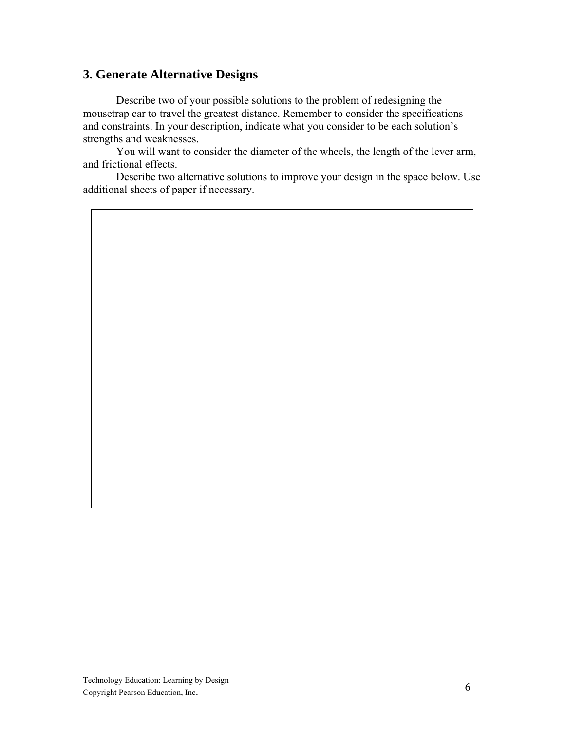## 3. Generate Alternative Designs

Describe two of your possible solutions to the problem of redesigning the mousetrap car to travel the greatest distance. Remember to consider the specifications and constraints. In your description, indicate what you consider to be each solution's strengths and weaknesses.

You will want to consider the diameter of the wheels, the length of the lever arm, and frictional effects.

Describe two alternative solutions to improve your design in the space below. Use additional sheets of paper if necessary.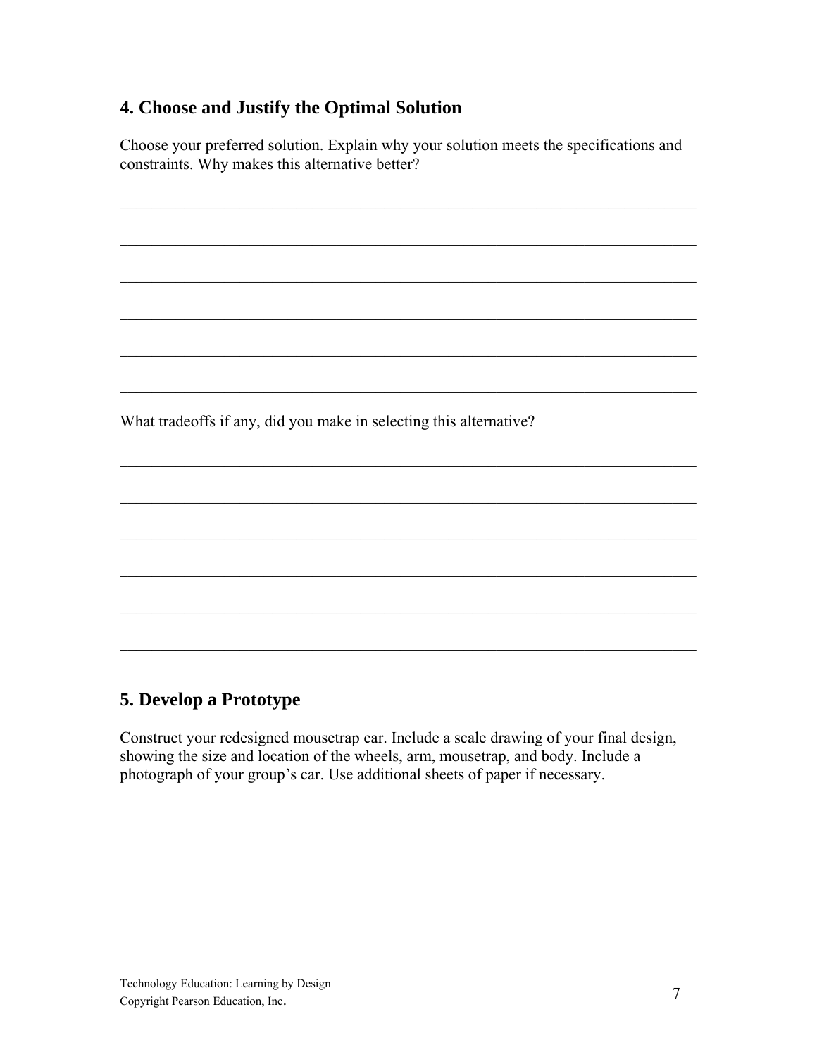## 4. Choose and Justify the Optimal Solution

Choose your preferred solution. Explain why your solution meets the specifications and constraints. Why makes this alternative better?

______________________________________________________________________________

______________________________________________________________________________

______________________________________________________________________________

______________________________________________________________________________

______________________________________________________________________________

______________________________________________________________________________

What tradeoffs if any, did you make in selecting this alternative?

______________________________________________________________________________

______________________________________________________________________________

______________________________________________________________________________

______________________________________________________________________________

______________________________________________________________________________

______________________________________________________________________________

## 5. Develop a Prototype

Construct your redesigned mousetrap car. Include a scale drawing of your final design, showing the size and location of the wheels, arm, mousetrap, and body. Include a photograph of your group's car. Use additional sheets of paper if necessary.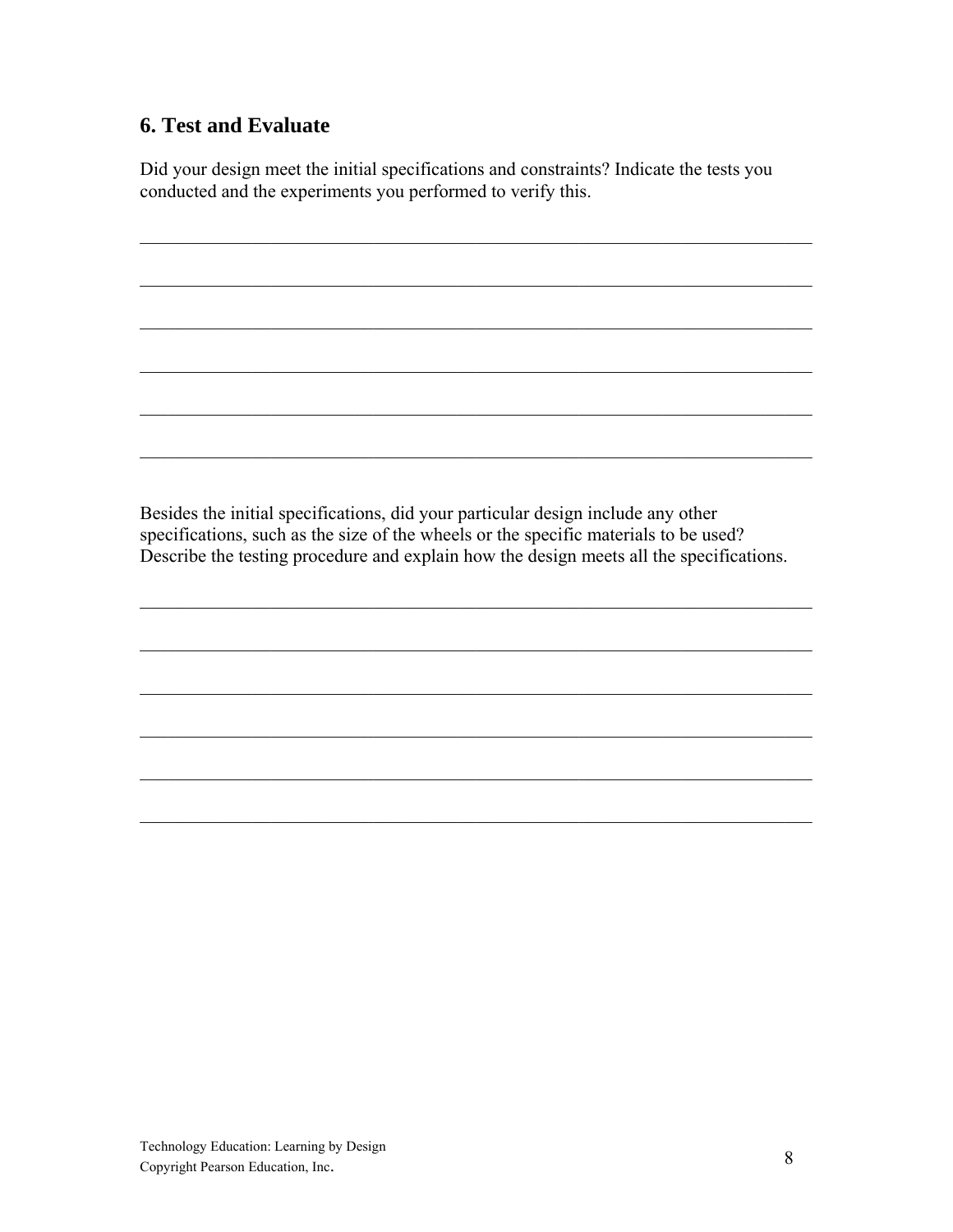## 6. Test and Evaluate

Did your design meet the initial specifications and constraints? Indicate the tests you conducted and the experiments you performed to verify this.

___________________________________________________________________________

___________________________________________________________________________

___________________________________________________________________________

___________________________________________________________________________

___________________________________________________________________________

___________________________________________________________________________

Besides the initial specifications, did your particular design include any other specifications, such as the size of the wheels or the specific materials to be used? Describe the testing procedure and explain how the design meets all the specifications.

___________________________________________________________________________

___________________________________________________________________________

___________________________________________________________________________

___________________________________________________________________________

___________________________________________________________________________

___________________________________________________________________________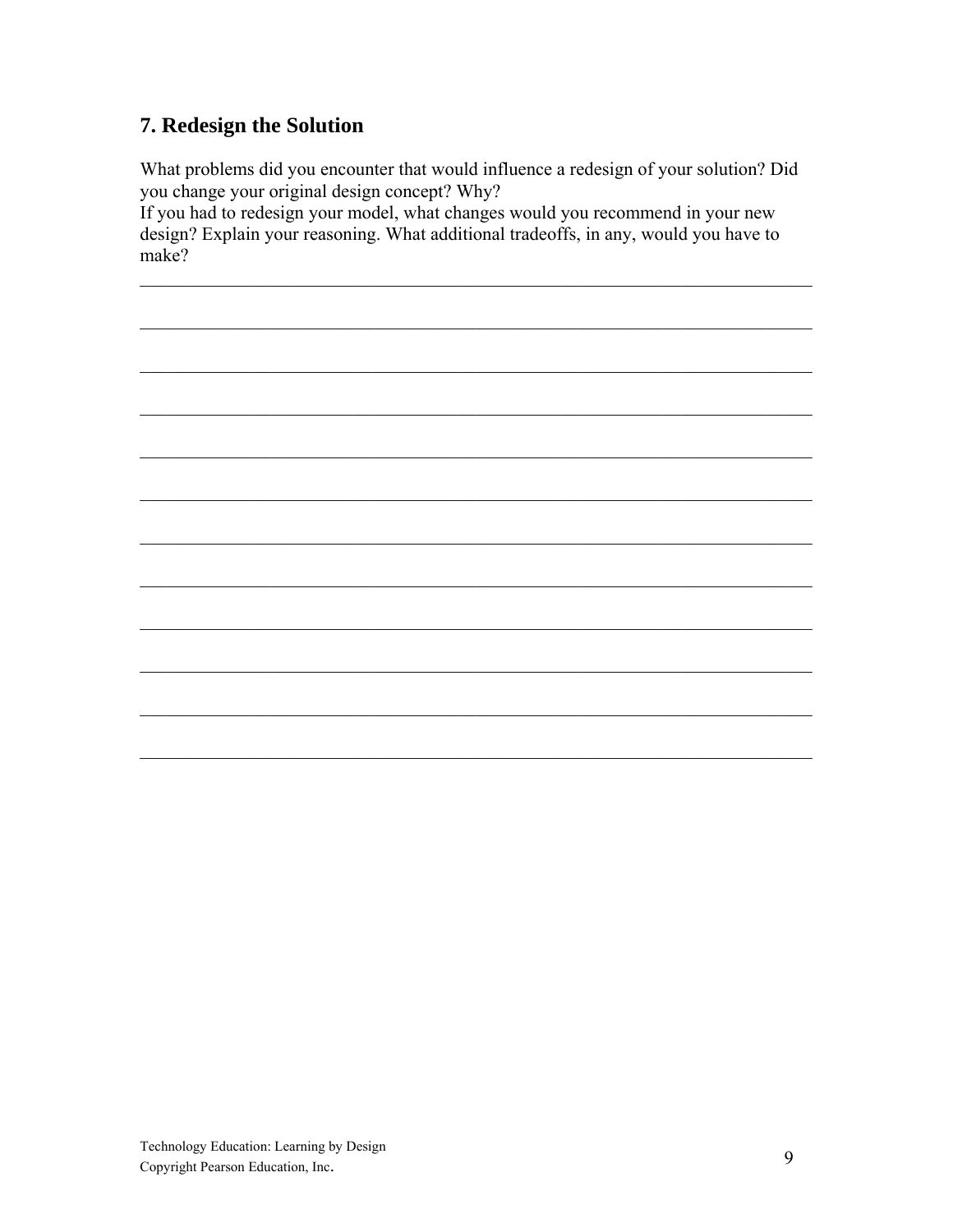## 7. Redesign the Solution

What problems did you encounter that would influence a redesign of your solution? Did you change your original design concept? Why?
If you had to redesign your model, what changes would you recommend in your new design? Explain your reasoning. What additional tradeoffs, in any, would you have to make?

________________________________________________________________________

________________________________________________________________________

________________________________________________________________________

________________________________________________________________________

________________________________________________________________________

________________________________________________________________________

________________________________________________________________________

________________________________________________________________________

________________________________________________________________________

________________________________________________________________________

________________________________________________________________________

________________________________________________________________________

Technology Education: Learning by Design
Copyright Pearson Education, Inc.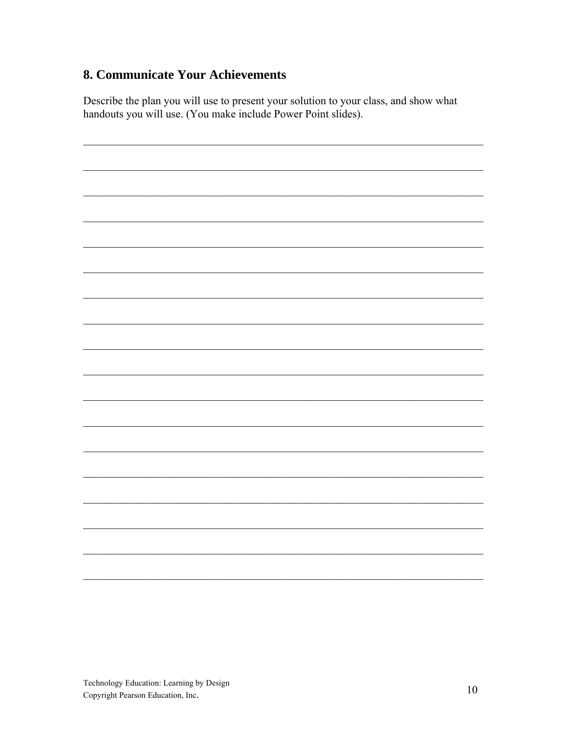## 8. Communicate Your Achievements

Describe the plan you will use to present your solution to your class, and show what handouts you will use. (You make include Power Point slides).

_______________________________________________________________________________

_______________________________________________________________________________

_______________________________________________________________________________

_______________________________________________________________________________

_______________________________________________________________________________

_______________________________________________________________________________

_______________________________________________________________________________

_______________________________________________________________________________

_______________________________________________________________________________

_______________________________________________________________________________

_______________________________________________________________________________

_______________________________________________________________________________

_______________________________________________________________________________

_______________________________________________________________________________

_______________________________________________________________________________

_______________________________________________________________________________

_______________________________________________________________________________

_______________________________________________________________________________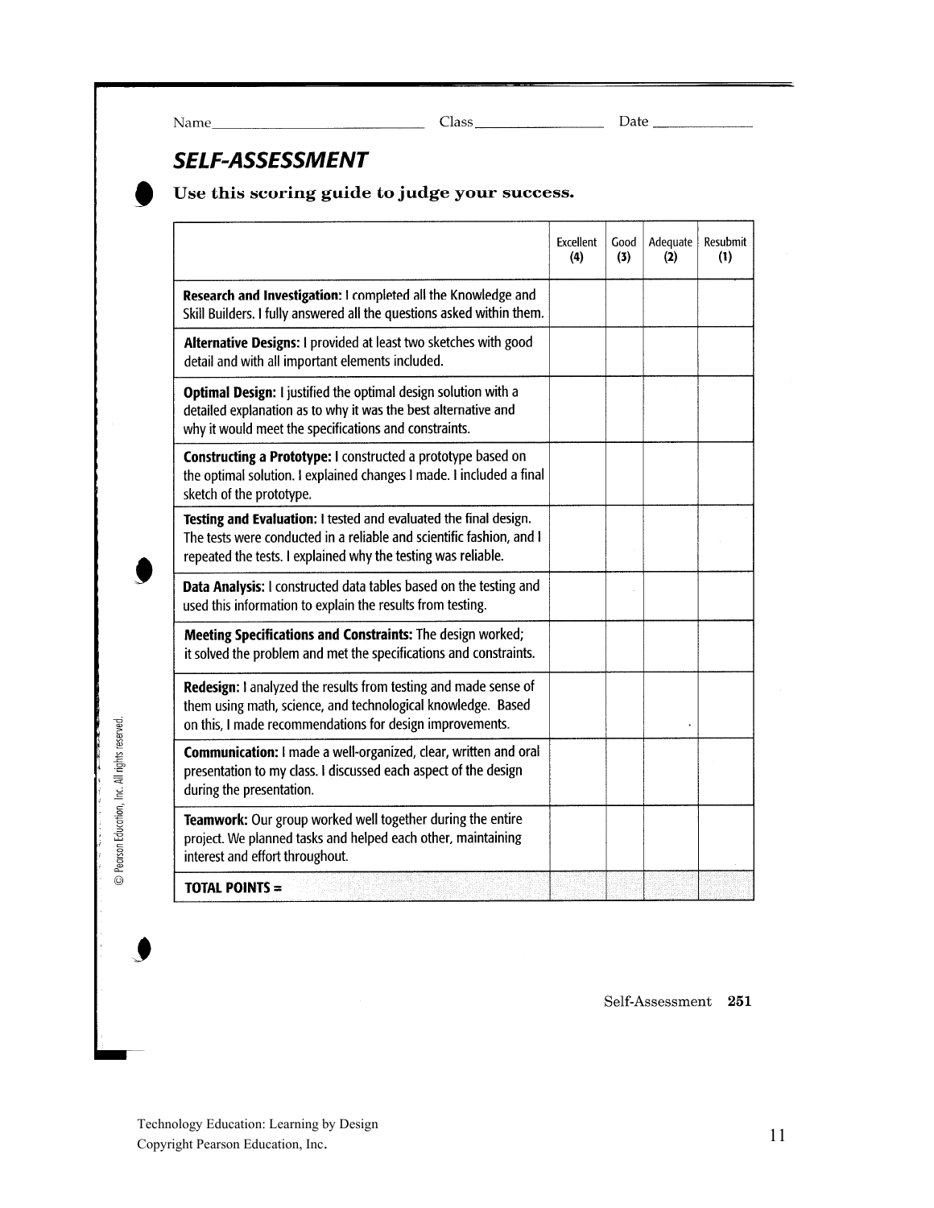Name______________________________ Class_________________ Date _____________

## SELF-ASSESSMENT

**Use this scoring guide to judge your success.**

| | Excellent (4) | Good (3) | Adequate (2) | Resubmit (1) |
|---|---|---|---|---|
| **Research and Investigation:** I completed all the Knowledge and Skill Builders. I fully answered all the questions asked within them. | | | | |
| **Alternative Designs:** I provided at least two sketches with good detail and with all important elements included. | | | | |
| **Optimal Design:** I justified the optimal design solution with a detailed explanation as to why it was the best alternative and why it would meet the specifications and constraints. | | | | |
| **Constructing a Prototype:** I constructed a prototype based on the optimal solution. I explained changes I made. I included a final sketch of the prototype. | | | | |
| **Testing and Evaluation:** I tested and evaluated the final design. The tests were conducted in a reliable and scientific fashion, and I repeated the tests. I explained why the testing was reliable. | | | | |
| **Data Analysis:** I constructed data tables based on the testing and used this information to explain the results from testing. | | | | |
| **Meeting Specifications and Constraints:** The design worked; it solved the problem and met the specifications and constraints. | | | | |
| **Redesign:** I analyzed the results from testing and made sense of them using math, science, and technological knowledge. Based on this, I made recommendations for design improvements. | | | | |
| **Communication:** I made a well-organized, clear, written and oral presentation to my class. I discussed each aspect of the design during the presentation. | | | | |
| **Teamwork:** Our group worked well together during the entire project. We planned tasks and helped each other, maintaining interest and effort throughout. | | | | |
| **TOTAL POINTS =** | | | | |

© Pearson Education, Inc. All rights reserved.

Self-Assessment 251

Technology Education: Learning by Design
Copyright Pearson Education, Inc.